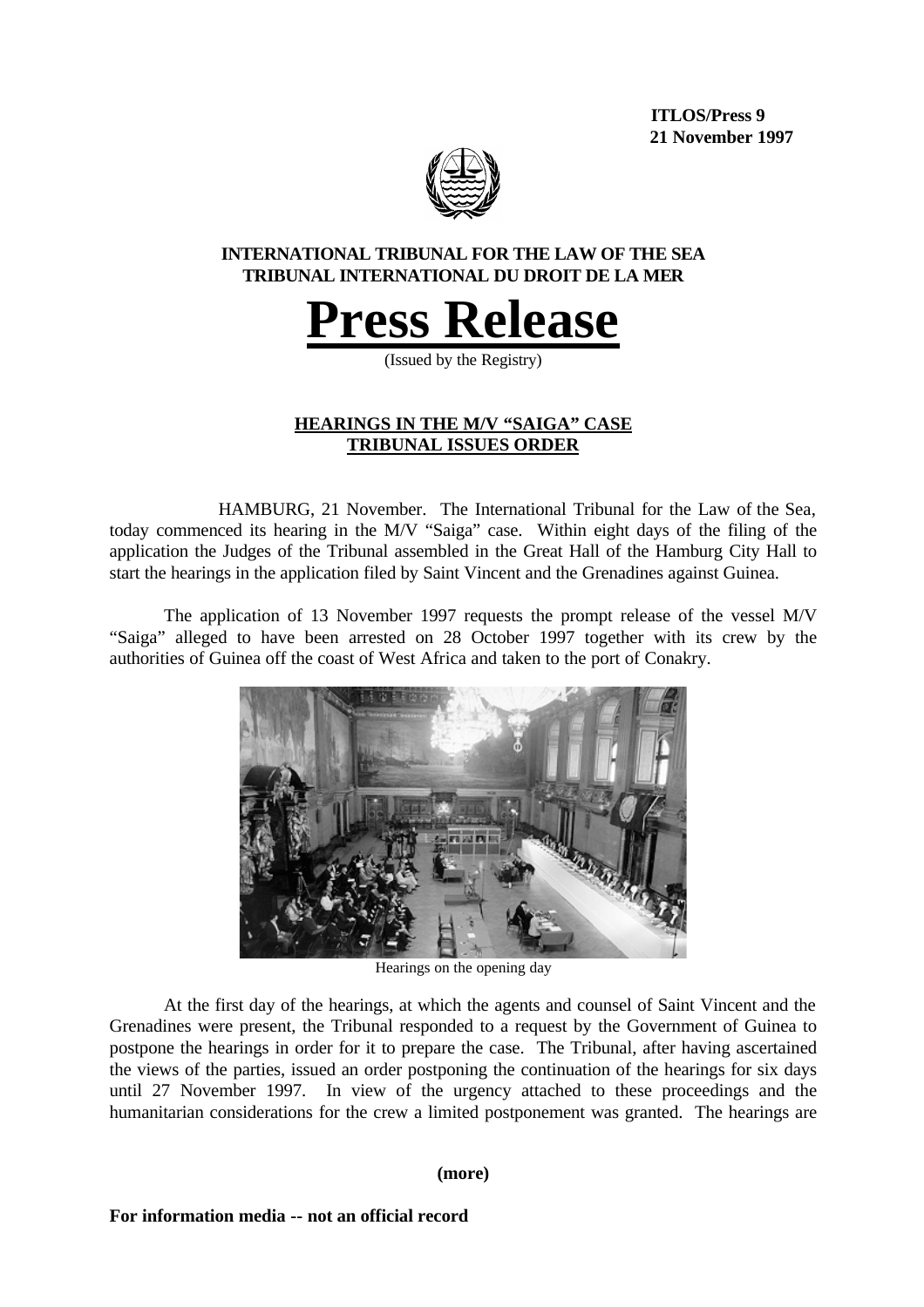**ITLOS/Press 9**
**21 November 1997**

**INTERNATIONAL TRIBUNAL FOR THE LAW OF THE SEA**
**TRIBUNAL INTERNATIONAL DU DROIT DE LA MER**

# Press Release

(Issued by the Registry)

## HEARINGS IN THE M/V "SAIGA" CASE
## TRIBUNAL ISSUES ORDER

HAMBURG, 21 November. The International Tribunal for the Law of the Sea, today commenced its hearing in the M/V "Saiga" case. Within eight days of the filing of the application the Judges of the Tribunal assembled in the Great Hall of the Hamburg City Hall to start the hearings in the application filed by Saint Vincent and the Grenadines against Guinea.

The application of 13 November 1997 requests the prompt release of the vessel M/V "Saiga" alleged to have been arrested on 28 October 1997 together with its crew by the authorities of Guinea off the coast of West Africa and taken to the port of Conakry.

Hearings on the opening day

At the first day of the hearings, at which the agents and counsel of Saint Vincent and the Grenadines were present, the Tribunal responded to a request by the Government of Guinea to postpone the hearings in order for it to prepare the case. The Tribunal, after having ascertained the views of the parties, issued an order postponing the continuation of the hearings for six days until 27 November 1997. In view of the urgency attached to these proceedings and the humanitarian considerations for the crew a limited postponement was granted. The hearings are

**(more)**

**For information media -- not an official record**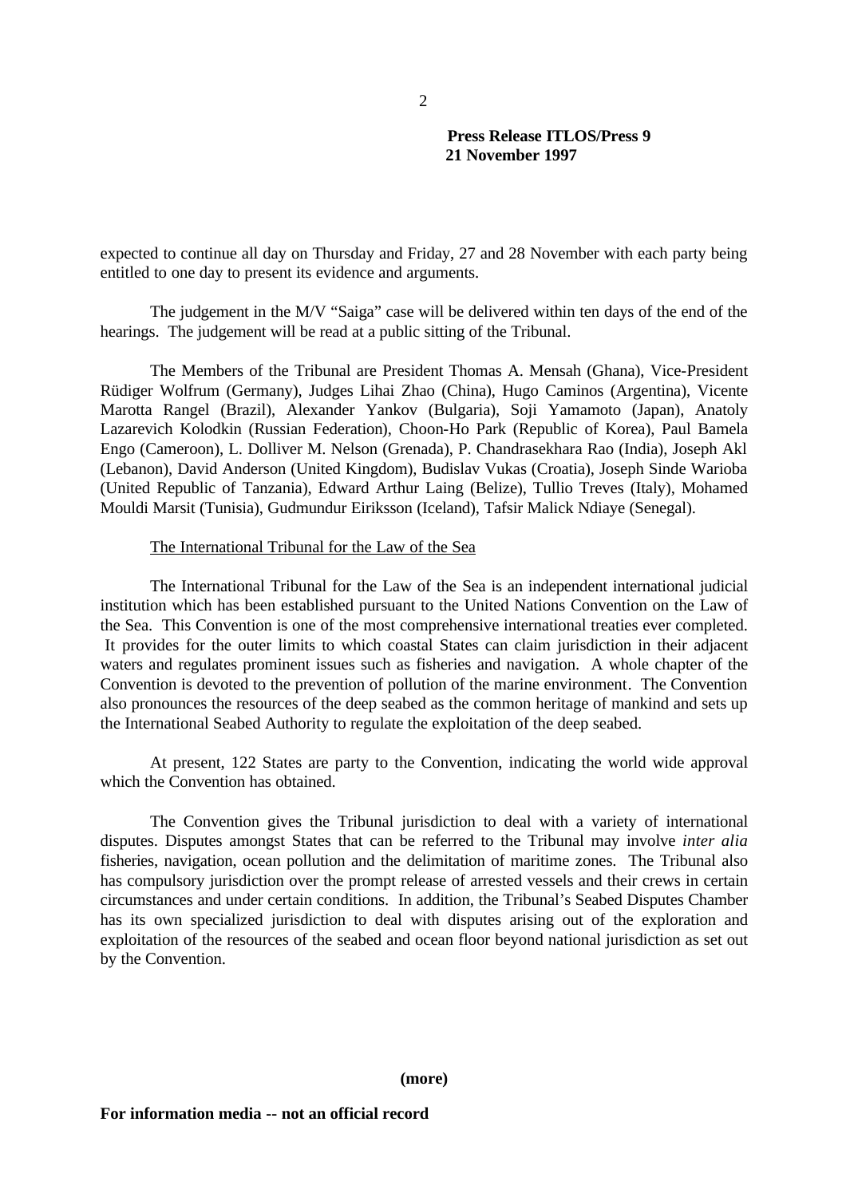expected to continue all day on Thursday and Friday, 27 and 28 November with each party being entitled to one day to present its evidence and arguments.

The judgement in the M/V "Saiga" case will be delivered within ten days of the end of the hearings. The judgement will be read at a public sitting of the Tribunal.

The Members of the Tribunal are President Thomas A. Mensah (Ghana), Vice-President Rüdiger Wolfrum (Germany), Judges Lihai Zhao (China), Hugo Caminos (Argentina), Vicente Marotta Rangel (Brazil), Alexander Yankov (Bulgaria), Soji Yamamoto (Japan), Anatoly Lazarevich Kolodkin (Russian Federation), Choon-Ho Park (Republic of Korea), Paul Bamela Engo (Cameroon), L. Dolliver M. Nelson (Grenada), P. Chandrasekhara Rao (India), Joseph Akl (Lebanon), David Anderson (United Kingdom), Budislav Vukas (Croatia), Joseph Sinde Warioba (United Republic of Tanzania), Edward Arthur Laing (Belize), Tullio Treves (Italy), Mohamed Mouldi Marsit (Tunisia), Gudmundur Eiriksson (Iceland), Tafsir Malick Ndiaye (Senegal).

## The International Tribunal for the Law of the Sea

The International Tribunal for the Law of the Sea is an independent international judicial institution which has been established pursuant to the United Nations Convention on the Law of the Sea. This Convention is one of the most comprehensive international treaties ever completed. It provides for the outer limits to which coastal States can claim jurisdiction in their adjacent waters and regulates prominent issues such as fisheries and navigation. A whole chapter of the Convention is devoted to the prevention of pollution of the marine environment. The Convention also pronounces the resources of the deep seabed as the common heritage of mankind and sets up the International Seabed Authority to regulate the exploitation of the deep seabed.

At present, 122 States are party to the Convention, indicating the world wide approval which the Convention has obtained.

The Convention gives the Tribunal jurisdiction to deal with a variety of international disputes. Disputes amongst States that can be referred to the Tribunal may involve *inter alia* fisheries, navigation, ocean pollution and the delimitation of maritime zones. The Tribunal also has compulsory jurisdiction over the prompt release of arrested vessels and their crews in certain circumstances and under certain conditions. In addition, the Tribunal's Seabed Disputes Chamber has its own specialized jurisdiction to deal with disputes arising out of the exploration and exploitation of the resources of the seabed and ocean floor beyond national jurisdiction as set out by the Convention.

**(more)**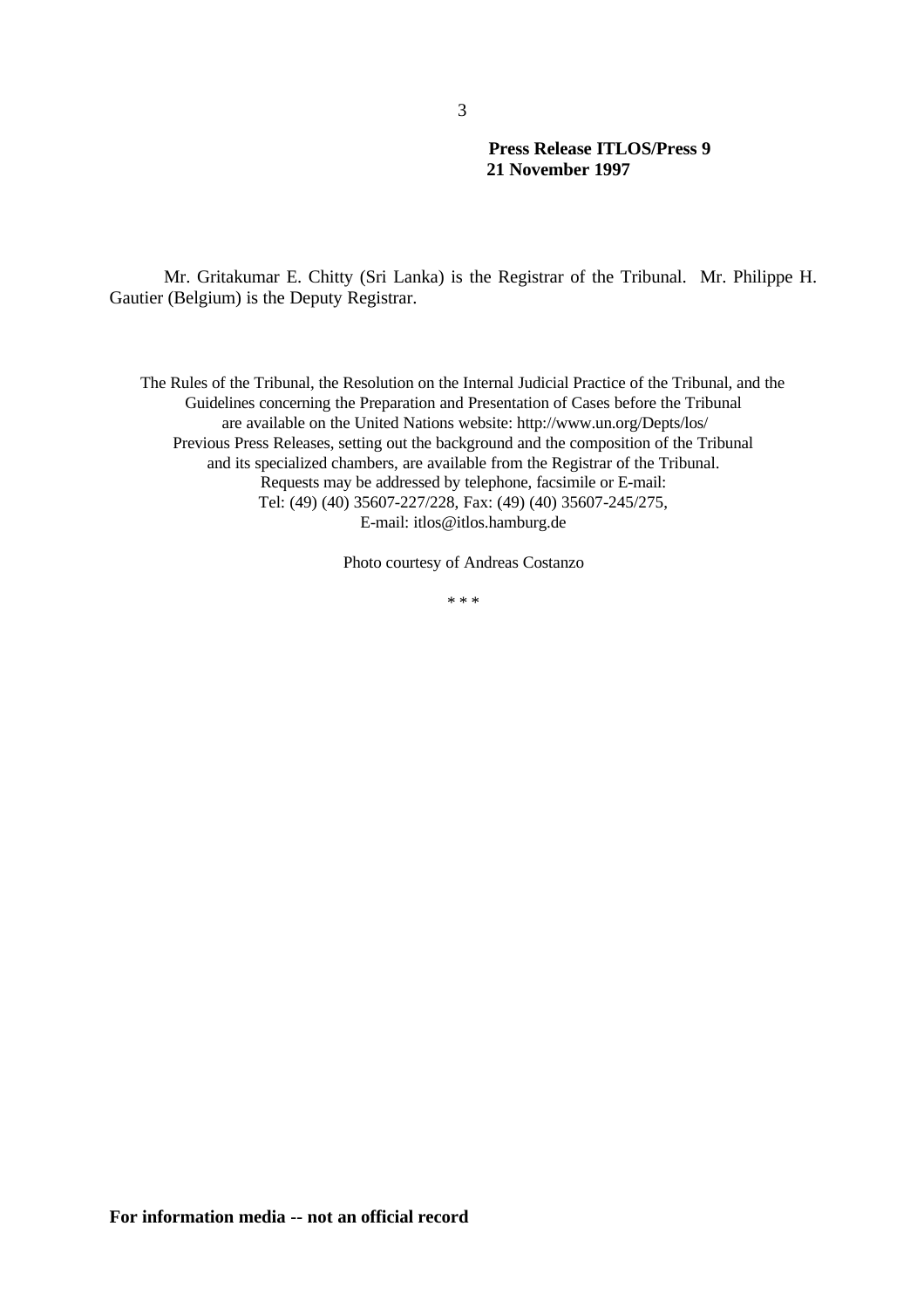**Press Release ITLOS/Press 9**
**21 November 1997**

Mr. Gritakumar E. Chitty (Sri Lanka) is the Registrar of the Tribunal. Mr. Philippe H. Gautier (Belgium) is the Deputy Registrar.

The Rules of the Tribunal, the Resolution on the Internal Judicial Practice of the Tribunal, and the Guidelines concerning the Preparation and Presentation of Cases before the Tribunal are available on the United Nations website: http://www.un.org/Depts/los/
Previous Press Releases, setting out the background and the composition of the Tribunal and its specialized chambers, are available from the Registrar of the Tribunal.
Requests may be addressed by telephone, facsimile or E-mail:
Tel: (49) (40) 35607-227/228, Fax: (49) (40) 35607-245/275,
E-mail: itlos@itlos.hamburg.de

Photo courtesy of Andreas Costanzo

* * *

**For information media -- not an official record**